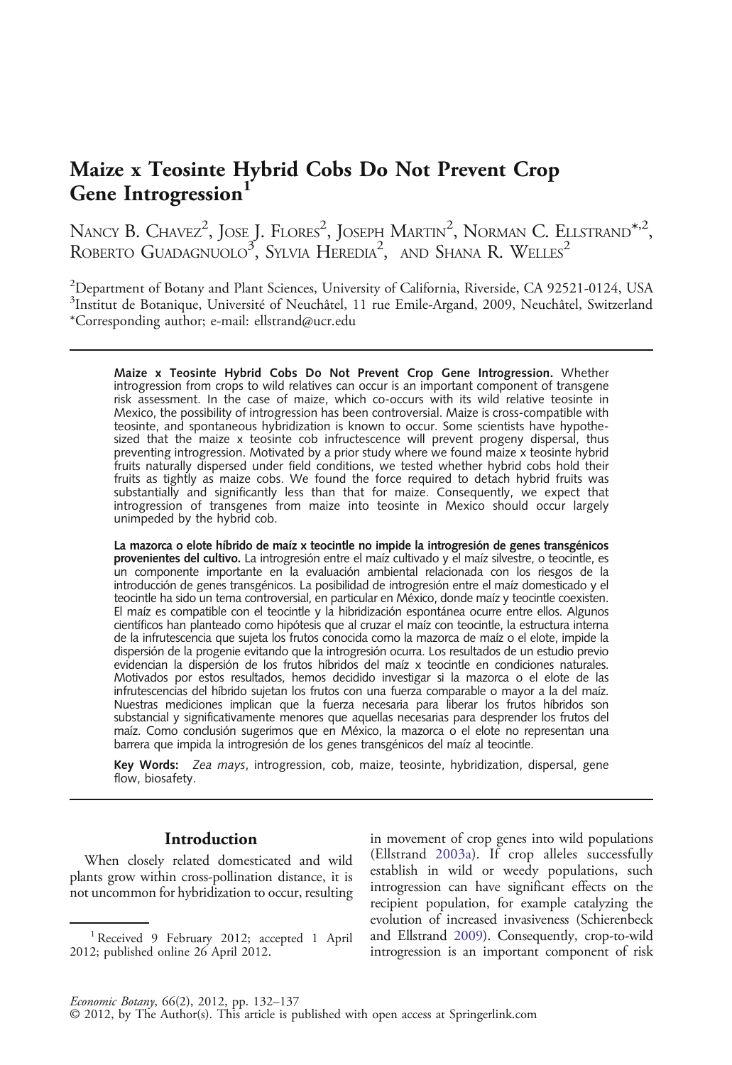# Maize x Teosinte Hybrid Cobs Do Not Prevent Crop Gene Introgression[1]

Nancy B. Chavez[2], Jose J. Flores[2], Joseph Martin[2], Norman C. Ellstrand*[,2], Roberto Guadagnuolo[3], Sylvia Heredia[2], and Shana R. Welles[2]

[2]Department of Botany and Plant Sciences, University of California, Riverside, CA 92521-0124, USA
[3]Institut de Botanique, Université of Neuchâtel, 11 rue Emile-Argand, 2009, Neuchâtel, Switzerland
*Corresponding author; e-mail: ellstrand@ucr.edu

**Maize x Teosinte Hybrid Cobs Do Not Prevent Crop Gene Introgression.** Whether introgression from crops to wild relatives can occur is an important component of transgene risk assessment. In the case of maize, which co-occurs with its wild relative teosinte in Mexico, the possibility of introgression has been controversial. Maize is cross-compatible with teosinte, and spontaneous hybridization is known to occur. Some scientists have hypothesized that the maize x teosinte cob infructescence will prevent progeny dispersal, thus preventing introgression. Motivated by a prior study where we found maize x teosinte hybrid fruits naturally dispersed under field conditions, we tested whether hybrid cobs hold their fruits as tightly as maize cobs. We found the force required to detach hybrid fruits was substantially and significantly less than that for maize. Consequently, we expect that introgression of transgenes from maize into teosinte in Mexico should occur largely unimpeded by the hybrid cob.

**La mazorca o elote híbrido de maíz x teocintle no impide la introgresión de genes transgénicos provenientes del cultivo.** La introgresión entre el maíz cultivado y el maíz silvestre, o teocintle, es un componente importante en la evaluación ambiental relacionada con los riesgos de la introducción de genes transgénicos. La posibilidad de introgresión entre el maíz domesticado y el teocintle ha sido un tema controversial, en particular en México, donde maíz y teocintle coexisten. El maíz es compatible con el teocintle y la hibridización espontánea ocurre entre ellos. Algunos científicos han planteado como hipótesis que al cruzar el maíz con teocintle, la estructura interna de la infrutescencia que sujeta los frutos conocida como la mazorca de maíz o el elote, impide la dispersión de la progenie evitando que la introgresión ocurra. Los resultados de un estudio previo evidencian la dispersión de los frutos híbridos del maíz x teocintle en condiciones naturales. Motivados por estos resultados, hemos decidido investigar si la mazorca o el elote de las infrutescencias del híbrido sujetan los frutos con una fuerza comparable o mayor a la del maíz. Nuestras mediciones implican que la fuerza necesaria para liberar los frutos híbridos son substancial y significativamente menores que aquellas necesarias para desprender los frutos del maíz. Como conclusión sugerimos que en México, la mazorca o el elote no representan una barrera que impida la introgresión de los genes transgénicos del maíz al teocintle.

**Key Words:** *Zea mays*, introgression, cob, maize, teosinte, hybridization, dispersal, gene flow, biosafety.

## Introduction

When closely related domesticated and wild plants grow within cross-pollination distance, it is not uncommon for hybridization to occur, resulting in movement of crop genes into wild populations (Ellstrand 2003a). If crop alleles successfully establish in wild or weedy populations, such introgression can have significant effects on the recipient population, for example catalyzing the evolution of increased invasiveness (Schierenbeck and Ellstrand 2009). Consequently, crop-to-wild introgression is an important component of risk

[1] Received 9 February 2012; accepted 1 April 2012; published online 26 April 2012.

© 2012, by The Author(s). This article is published with open access at Springerlink.com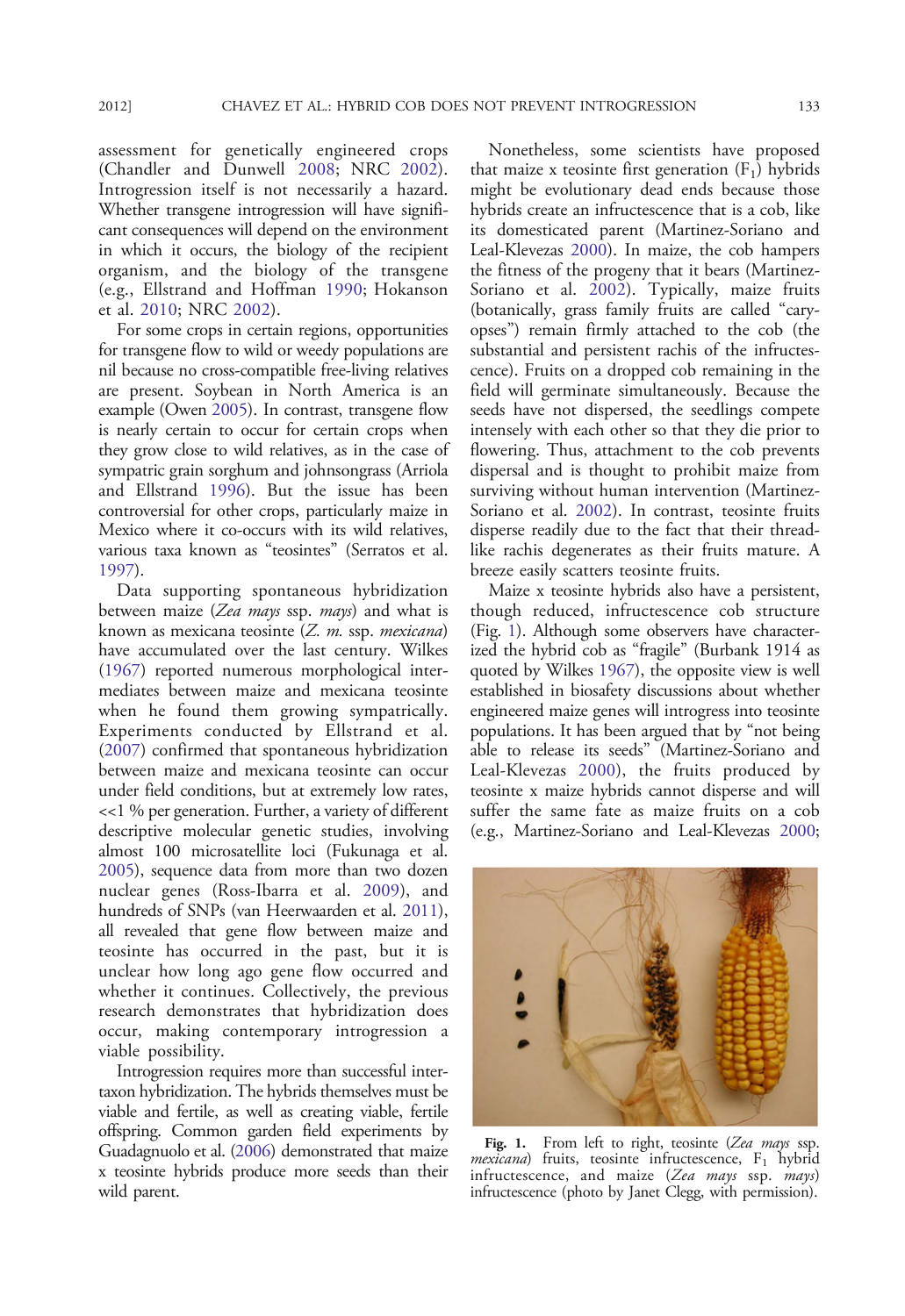assessment for genetically engineered crops (Chandler and Dunwell 2008; NRC 2002). Introgression itself is not necessarily a hazard. Whether transgene introgression will have significant consequences will depend on the environment in which it occurs, the biology of the recipient organism, and the biology of the transgene (e.g., Ellstrand and Hoffman 1990; Hokanson et al. 2010; NRC 2002).

For some crops in certain regions, opportunities for transgene flow to wild or weedy populations are nil because no cross-compatible free-living relatives are present. Soybean in North America is an example (Owen 2005). In contrast, transgene flow is nearly certain to occur for certain crops when they grow close to wild relatives, as in the case of sympatric grain sorghum and johnsongrass (Arriola and Ellstrand 1996). But the issue has been controversial for other crops, particularly maize in Mexico where it co-occurs with its wild relatives, various taxa known as "teosintes" (Serratos et al. 1997).

Data supporting spontaneous hybridization between maize (*Zea mays* ssp. *mays*) and what is known as mexicana teosinte (*Z. m.* ssp. *mexicana*) have accumulated over the last century. Wilkes (1967) reported numerous morphological intermediates between maize and mexicana teosinte when he found them growing sympatrically. Experiments conducted by Ellstrand et al. (2007) confirmed that spontaneous hybridization between maize and mexicana teosinte can occur under field conditions, but at extremely low rates, <<1 % per generation. Further, a variety of different descriptive molecular genetic studies, involving almost 100 microsatellite loci (Fukunaga et al. 2005), sequence data from more than two dozen nuclear genes (Ross-Ibarra et al. 2009), and hundreds of SNPs (van Heerwaarden et al. 2011), all revealed that gene flow between maize and teosinte has occurred in the past, but it is unclear how long ago gene flow occurred and whether it continues. Collectively, the previous research demonstrates that hybridization does occur, making contemporary introgression a viable possibility.

Introgression requires more than successful intertaxon hybridization. The hybrids themselves must be viable and fertile, as well as creating viable, fertile offspring. Common garden field experiments by Guadagnuolo et al. (2006) demonstrated that maize x teosinte hybrids produce more seeds than their wild parent.

Nonetheless, some scientists have proposed that maize x teosinte first generation ($F_1$) hybrids might be evolutionary dead ends because those hybrids create an infructescence that is a cob, like its domesticated parent (Martinez-Soriano and Leal-Klevezas 2000). In maize, the cob hampers the fitness of the progeny that it bears (Martinez-Soriano et al. 2002). Typically, maize fruits (botanically, grass family fruits are called "caryopses") remain firmly attached to the cob (the substantial and persistent rachis of the infructescence). Fruits on a dropped cob remaining in the field will germinate simultaneously. Because the seeds have not dispersed, the seedlings compete intensely with each other so that they die prior to flowering. Thus, attachment to the cob prevents dispersal and is thought to prohibit maize from surviving without human intervention (Martinez-Soriano et al. 2002). In contrast, teosinte fruits disperse readily due to the fact that their thread-like rachis degenerates as their fruits mature. A breeze easily scatters teosinte fruits.

Maize x teosinte hybrids also have a persistent, though reduced, infructescence cob structure (Fig. 1). Although some observers have characterized the hybrid cob as "fragile" (Burbank 1914 as quoted by Wilkes 1967), the opposite view is well established in biosafety discussions about whether engineered maize genes will introgress into teosinte populations. It has been argued that by "not being able to release its seeds" (Martinez-Soriano and Leal-Klevezas 2000), the fruits produced by teosinte x maize hybrids cannot disperse and will suffer the same fate as maize fruits on a cob (e.g., Martinez-Soriano and Leal-Klevezas 2000;

**Fig. 1.** From left to right, teosinte (*Zea mays* ssp. *mexicana*) fruits, teosinte infructescence, $F_1$ hybrid infructescence, and maize (*Zea mays* ssp. *mays*) infructescence (photo by Janet Clegg, with permission).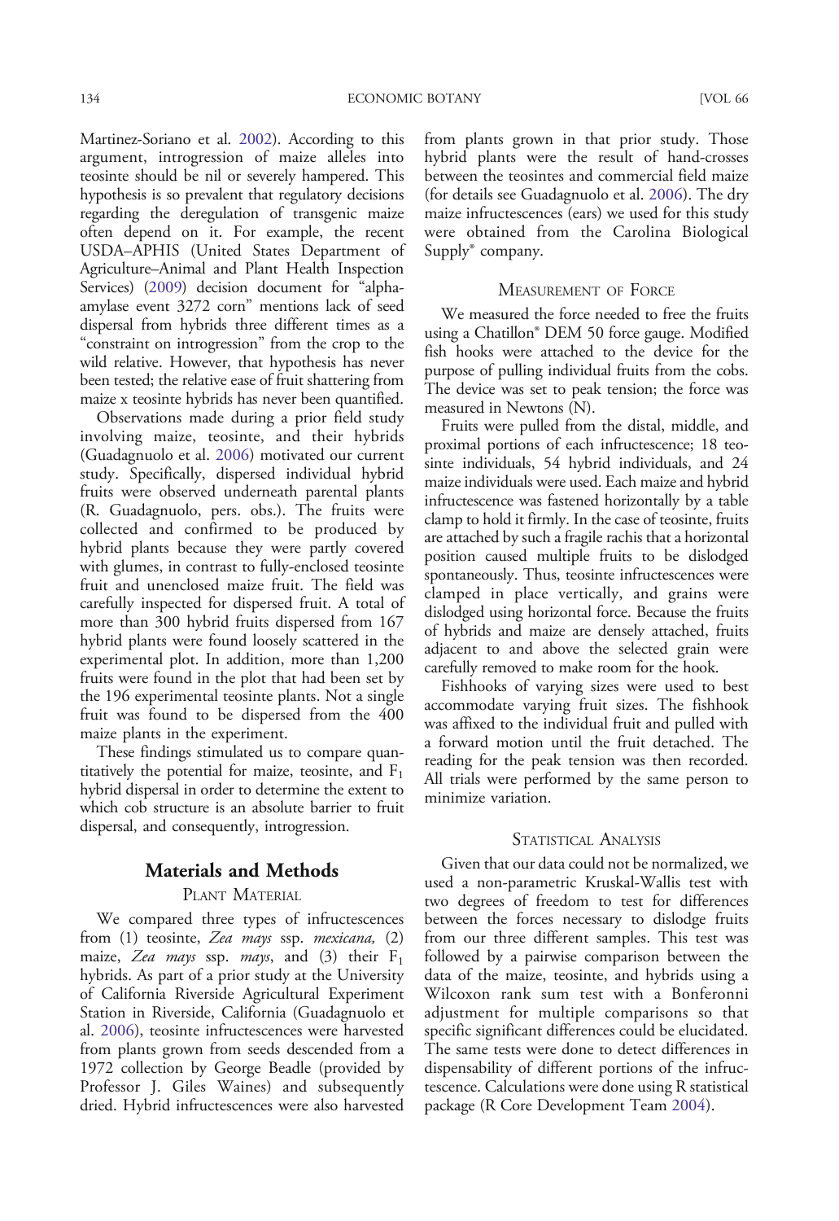Martinez-Soriano et al. 2002). According to this argument, introgression of maize alleles into teosinte should be nil or severely hampered. This hypothesis is so prevalent that regulatory decisions regarding the deregulation of transgenic maize often depend on it. For example, the recent USDA–APHIS (United States Department of Agriculture–Animal and Plant Health Inspection Services) (2009) decision document for "alpha-amylase event 3272 corn" mentions lack of seed dispersal from hybrids three different times as a "constraint on introgression" from the crop to the wild relative. However, that hypothesis has never been tested; the relative ease of fruit shattering from maize x teosinte hybrids has never been quantified.

Observations made during a prior field study involving maize, teosinte, and their hybrids (Guadagnuolo et al. 2006) motivated our current study. Specifically, dispersed individual hybrid fruits were observed underneath parental plants (R. Guadagnuolo, pers. obs.). The fruits were collected and confirmed to be produced by hybrid plants because they were partly covered with glumes, in contrast to fully-enclosed teosinte fruit and unenclosed maize fruit. The field was carefully inspected for dispersed fruit. A total of more than 300 hybrid fruits dispersed from 167 hybrid plants were found loosely scattered in the experimental plot. In addition, more than 1,200 fruits were found in the plot that had been set by the 196 experimental teosinte plants. Not a single fruit was found to be dispersed from the 400 maize plants in the experiment.

These findings stimulated us to compare quantitatively the potential for maize, teosinte, and $F_1$ hybrid dispersal in order to determine the extent to which cob structure is an absolute barrier to fruit dispersal, and consequently, introgression.

## Materials and Methods

### Plant Material

We compared three types of infructescences from (1) teosinte, *Zea mays* ssp. *mexicana,* (2) maize, *Zea mays* ssp. *mays*, and (3) their $F_1$ hybrids. As part of a prior study at the University of California Riverside Agricultural Experiment Station in Riverside, California (Guadagnuolo et al. 2006), teosinte infructescences were harvested from plants grown from seeds descended from a 1972 collection by George Beadle (provided by Professor J. Giles Waines) and subsequently dried. Hybrid infructescences were also harvested from plants grown in that prior study. Those hybrid plants were the result of hand-crosses between the teosintes and commercial field maize (for details see Guadagnuolo et al. 2006). The dry maize infructescences (ears) we used for this study were obtained from the Carolina Biological Supply® company.

### Measurement of Force

We measured the force needed to free the fruits using a Chatillon® DEM 50 force gauge. Modified fish hooks were attached to the device for the purpose of pulling individual fruits from the cobs. The device was set to peak tension; the force was measured in Newtons (N).

Fruits were pulled from the distal, middle, and proximal portions of each infructescence; 18 teosinte individuals, 54 hybrid individuals, and 24 maize individuals were used. Each maize and hybrid infructescence was fastened horizontally by a table clamp to hold it firmly. In the case of teosinte, fruits are attached by such a fragile rachis that a horizontal position caused multiple fruits to be dislodged spontaneously. Thus, teosinte infructescences were clamped in place vertically, and grains were dislodged using horizontal force. Because the fruits of hybrids and maize are densely attached, fruits adjacent to and above the selected grain were carefully removed to make room for the hook.

Fishhooks of varying sizes were used to best accommodate varying fruit sizes. The fishhook was affixed to the individual fruit and pulled with a forward motion until the fruit detached. The reading for the peak tension was then recorded. All trials were performed by the same person to minimize variation.

### Statistical Analysis

Given that our data could not be normalized, we used a non-parametric Kruskal-Wallis test with two degrees of freedom to test for differences between the forces necessary to dislodge fruits from our three different samples. This test was followed by a pairwise comparison between the data of the maize, teosinte, and hybrids using a Wilcoxon rank sum test with a Bonferonni adjustment for multiple comparisons so that specific significant differences could be elucidated. The same tests were done to detect differences in dispensability of different portions of the infructescence. Calculations were done using R statistical package (R Core Development Team 2004).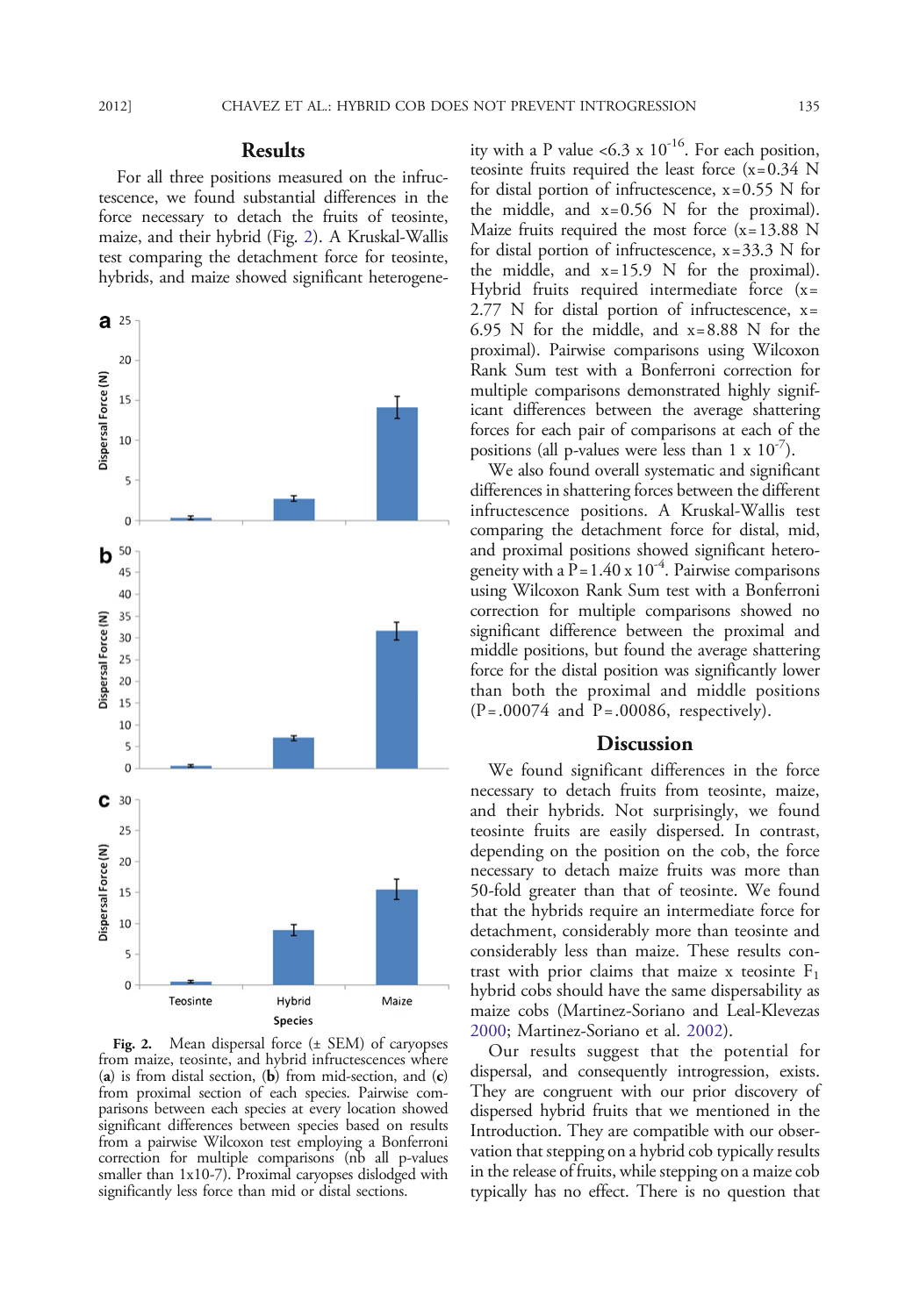## Results

For all three positions measured on the infructescence, we found substantial differences in the force necessary to detach the fruits of teosinte, maize, and their hybrid (Fig. 2). A Kruskal-Wallis test comparing the detachment force for teosinte, hybrids, and maize showed significant heterogeneity with a P value $<6.3 \times 10^{-16}$. For each position, teosinte fruits required the least force (x = 0.34 N for distal portion of infructescence, x = 0.55 N for the middle, and x = 0.56 N for the proximal). Maize fruits required the most force (x = 13.88 N for distal portion of infructescence, x = 33.3 N for the middle, and x = 15.9 N for the proximal). Hybrid fruits required intermediate force (x = 2.77 N for distal portion of infructescence, x = 6.95 N for the middle, and x = 8.88 N for the proximal). Pairwise comparisons using Wilcoxon Rank Sum test with a Bonferroni correction for multiple comparisons demonstrated highly significant differences between the average shattering forces for each pair of comparisons at each of the positions (all p-values were less than $1 \times 10^{-7}$).

We also found overall systematic and significant differences in shattering forces between the different infructescence positions. A Kruskal-Wallis test comparing the detachment force for distal, mid, and proximal positions showed significant heterogeneity with a $P = 1.40 \times 10^{-4}$. Pairwise comparisons using Wilcoxon Rank Sum test with a Bonferroni correction for multiple comparisons showed no significant difference between the proximal and middle positions, but found the average shattering force for the distal position was significantly lower than both the proximal and middle positions (P = .00074 and P = .00086, respectively).

Fig. 2. Mean dispersal force (± SEM) of caryopses from maize, teosinte, and hybrid infructescences where (**a**) is from distal section, (**b**) from mid-section, and (**c**) from proximal section of each species. Pairwise comparisons between each species at every location showed significant differences between species based on results from a pairwise Wilcoxon test employing a Bonferroni correction for multiple comparisons (nb all p-values smaller than 1x10-7). Proximal caryopses dislodged with significantly less force than mid or distal sections.

## Discussion

We found significant differences in the force necessary to detach fruits from teosinte, maize, and their hybrids. Not surprisingly, we found teosinte fruits are easily dispersed. In contrast, depending on the position on the cob, the force necessary to detach maize fruits was more than 50-fold greater than that of teosinte. We found that the hybrids require an intermediate force for detachment, considerably more than teosinte and considerably less than maize. These results contrast with prior claims that maize x teosinte $F_1$ hybrid cobs should have the same dispersability as maize cobs (Martinez-Soriano and Leal-Klevezas 2000; Martinez-Soriano et al. 2002).

Our results suggest that the potential for dispersal, and consequently introgression, exists. They are congruent with our prior discovery of dispersed hybrid fruits that we mentioned in the Introduction. They are compatible with our observation that stepping on a hybrid cob typically results in the release of fruits, while stepping on a maize cob typically has no effect. There is no question that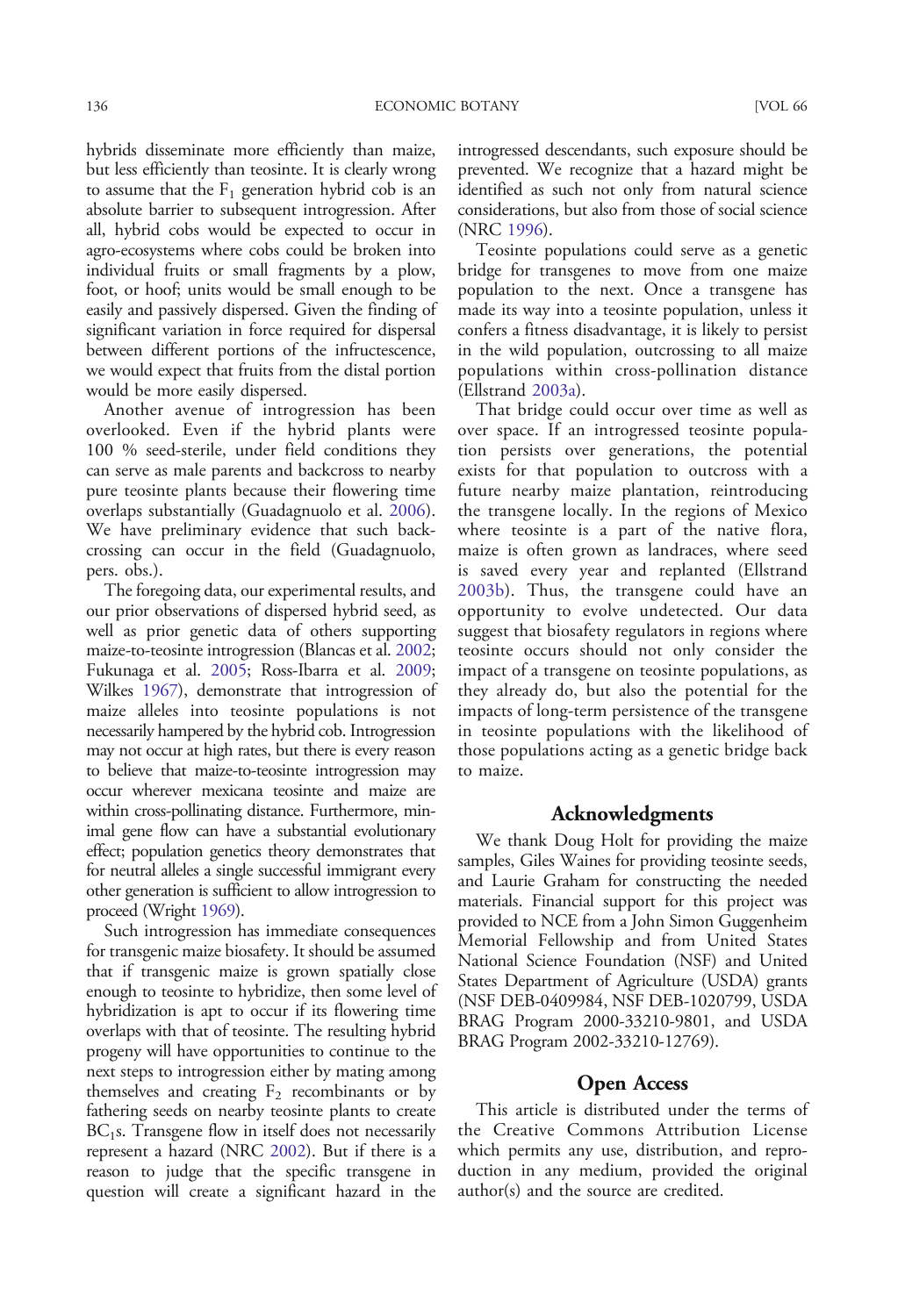hybrids disseminate more efficiently than maize, but less efficiently than teosinte. It is clearly wrong to assume that the $F_1$ generation hybrid cob is an absolute barrier to subsequent introgression. After all, hybrid cobs would be expected to occur in agro-ecosystems where cobs could be broken into individual fruits or small fragments by a plow, foot, or hoof; units would be small enough to be easily and passively dispersed. Given the finding of significant variation in force required for dispersal between different portions of the infructescence, we would expect that fruits from the distal portion would be more easily dispersed.

Another avenue of introgression has been overlooked. Even if the hybrid plants were 100 % seed-sterile, under field conditions they can serve as male parents and backcross to nearby pure teosinte plants because their flowering time overlaps substantially (Guadagnuolo et al. 2006). We have preliminary evidence that such backcrossing can occur in the field (Guadagnuolo, pers. obs.).

The foregoing data, our experimental results, and our prior observations of dispersed hybrid seed, as well as prior genetic data of others supporting maize-to-teosinte introgression (Blancas et al. 2002; Fukunaga et al. 2005; Ross-Ibarra et al. 2009; Wilkes 1967), demonstrate that introgression of maize alleles into teosinte populations is not necessarily hampered by the hybrid cob. Introgression may not occur at high rates, but there is every reason to believe that maize-to-teosinte introgression may occur wherever mexicana teosinte and maize are within cross-pollinating distance. Furthermore, minimal gene flow can have a substantial evolutionary effect; population genetics theory demonstrates that for neutral alleles a single successful immigrant every other generation is sufficient to allow introgression to proceed (Wright 1969).

Such introgression has immediate consequences for transgenic maize biosafety. It should be assumed that if transgenic maize is grown spatially close enough to teosinte to hybridize, then some level of hybridization is apt to occur if its flowering time overlaps with that of teosinte. The resulting hybrid progeny will have opportunities to continue to the next steps to introgression either by mating among themselves and creating $F_2$ recombinants or by fathering seeds on nearby teosinte plants to create $BC_1$s. Transgene flow in itself does not necessarily represent a hazard (NRC 2002). But if there is a reason to judge that the specific transgene in question will create a significant hazard in the introgressed descendants, such exposure should be prevented. We recognize that a hazard might be identified as such not only from natural science considerations, but also from those of social science (NRC 1996).

Teosinte populations could serve as a genetic bridge for transgenes to move from one maize population to the next. Once a transgene has made its way into a teosinte population, unless it confers a fitness disadvantage, it is likely to persist in the wild population, outcrossing to all maize populations within cross-pollination distance (Ellstrand 2003a).

That bridge could occur over time as well as over space. If an introgressed teosinte population persists over generations, the potential exists for that population to outcross with a future nearby maize plantation, reintroducing the transgene locally. In the regions of Mexico where teosinte is a part of the native flora, maize is often grown as landraces, where seed is saved every year and replanted (Ellstrand 2003b). Thus, the transgene could have an opportunity to evolve undetected. Our data suggest that biosafety regulators in regions where teosinte occurs should not only consider the impact of a transgene on teosinte populations, as they already do, but also the potential for the impacts of long-term persistence of the transgene in teosinte populations with the likelihood of those populations acting as a genetic bridge back to maize.

## Acknowledgments

We thank Doug Holt for providing the maize samples, Giles Waines for providing teosinte seeds, and Laurie Graham for constructing the needed materials. Financial support for this project was provided to NCE from a John Simon Guggenheim Memorial Fellowship and from United States National Science Foundation (NSF) and United States Department of Agriculture (USDA) grants (NSF DEB-0409984, NSF DEB-1020799, USDA BRAG Program 2000-33210-9801, and USDA BRAG Program 2002-33210-12769).

## Open Access

This article is distributed under the terms of the Creative Commons Attribution License which permits any use, distribution, and reproduction in any medium, provided the original author(s) and the source are credited.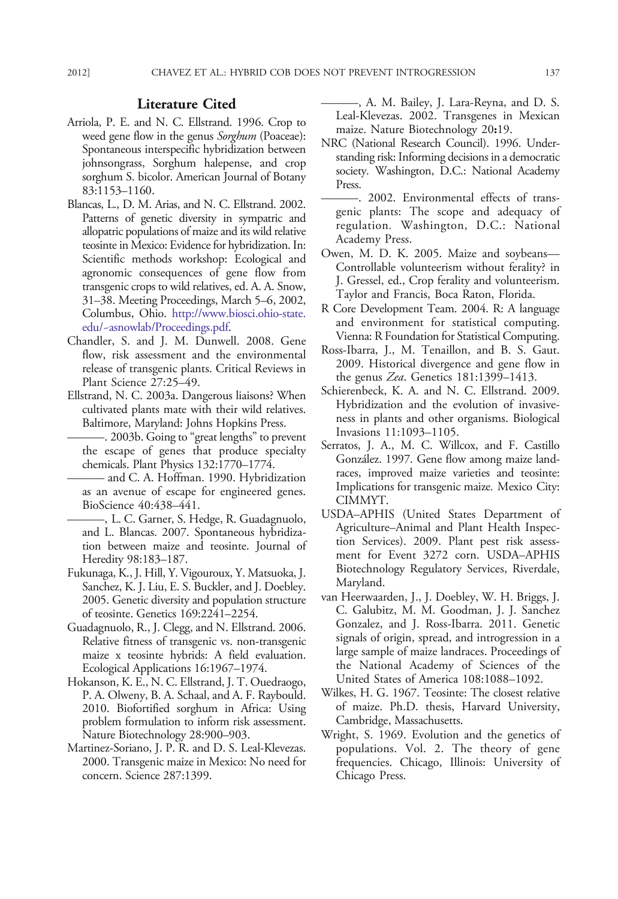## Literature Cited

Arriola, P. E. and N. C. Ellstrand. 1996. Crop to weed gene flow in the genus *Sorghum* (Poaceae): Spontaneous interspecific hybridization between johnsongrass, Sorghum halepense, and crop sorghum S. bicolor. American Journal of Botany 83:1153–1160.

Blancas, L., D. M. Arias, and N. C. Ellstrand. 2002. Patterns of genetic diversity in sympatric and allopatric populations of maize and its wild relative teosinte in Mexico: Evidence for hybridization. In: Scientific methods workshop: Ecological and agronomic consequences of gene flow from transgenic crops to wild relatives, ed. A. A. Snow, 31–38. Meeting Proceedings, March 5–6, 2002, Columbus, Ohio. http://www.biosci.ohio-state.edu/~asnowlab/Proceedings.pdf.

Chandler, S. and J. M. Dunwell. 2008. Gene flow, risk assessment and the environmental release of transgenic plants. Critical Reviews in Plant Science 27:25–49.

Ellstrand, N. C. 2003a. Dangerous liaisons? When cultivated plants mate with their wild relatives. Baltimore, Maryland: Johns Hopkins Press.

———. 2003b. Going to "great lengths" to prevent the escape of genes that produce specialty chemicals. Plant Physiology 132:1770–1774.

——— and C. A. Hoffman. 1990. Hybridization as an avenue of escape for engineered genes. BioScience 40:438–441.

———, L. C. Garner, S. Hedge, R. Guadagnuolo, and L. Blancas. 2007. Spontaneous hybridization between maize and teosinte. Journal of Heredity 98:183–187.

Fukunaga, K., J. Hill, Y. Vigouroux, Y. Matsuoka, J. Sanchez, K. J. Liu, E. S. Buckler, and J. Doebley. 2005. Genetic diversity and population structure of teosinte. Genetics 169:2241–2254.

Guadagnuolo, R., J. Clegg, and N. Ellstrand. 2006. Relative fitness of transgenic vs. non-transgenic maize x teosinte hybrids: A field evaluation. Ecological Applications 16:1967–1974.

Hokanson, K. E., N. C. Ellstrand, J. T. Ouedraogo, P. A. Olweny, B. A. Schaal, and A. F. Raybould. 2010. Biofortified sorghum in Africa: Using problem formulation to inform risk assessment. Nature Biotechnology 28:900–903.

Martinez-Soriano, J. P. R. and D. S. Leal-Klevezas. 2000. Transgenic maize in Mexico: No need for concern. Science 287:1399.

———, A. M. Bailey, J. Lara-Reyna, and D. S. Leal-Klevezas. 2002. Transgenes in Mexican maize. Nature Biotechnology 20:19.

NRC (National Research Council). 1996. Understanding risk: Informing decisions in a democratic society. Washington, D.C.: National Academy Press.

———. 2002. Environmental effects of transgenic plants: The scope and adequacy of regulation. Washington, D.C.: National Academy Press.

Owen, M. D. K. 2005. Maize and soybeans—Controllable volunteerism without ferality? in J. Gressel, ed., Crop ferality and volunteerism. Taylor and Francis, Boca Raton, Florida.

R Core Development Team. 2004. R: A language and environment for statistical computing. Vienna: R Foundation for Statistical Computing.

Ross-Ibarra, J., M. Tenaillon, and B. S. Gaut. 2009. Historical divergence and gene flow in the genus *Zea*. Genetics 181:1399–1413.

Schierenbeck, K. A. and N. C. Ellstrand. 2009. Hybridization and the evolution of invasiveness in plants and other organisms. Biological Invasions 11:1093–1105.

Serratos, J. A., M. C. Willcox, and F. Castillo González. 1997. Gene flow among maize landraces, improved maize varieties and teosinte: Implications for transgenic maize. Mexico City: CIMMYT.

USDA–APHIS (United States Department of Agriculture–Animal and Plant Health Inspection Services). 2009. Plant pest risk assessment for Event 3272 corn. USDA–APHIS Biotechnology Regulatory Services, Riverdale, Maryland.

van Heerwaarden, J., J. Doebley, W. H. Briggs, J. C. Galubitz, M. M. Goodman, J. J. Sanchez Gonzalez, and J. Ross-Ibarra. 2011. Genetic signals of origin, spread, and introgression in a large sample of maize landraces. Proceedings of the National Academy of Sciences of the United States of America 108:1088–1092.

Wilkes, H. G. 1967. Teosinte: The closest relative of maize. Ph.D. thesis, Harvard University, Cambridge, Massachusetts.

Wright, S. 1969. Evolution and the genetics of populations. Vol. 2. The theory of gene frequencies. Chicago, Illinois: University of Chicago Press.